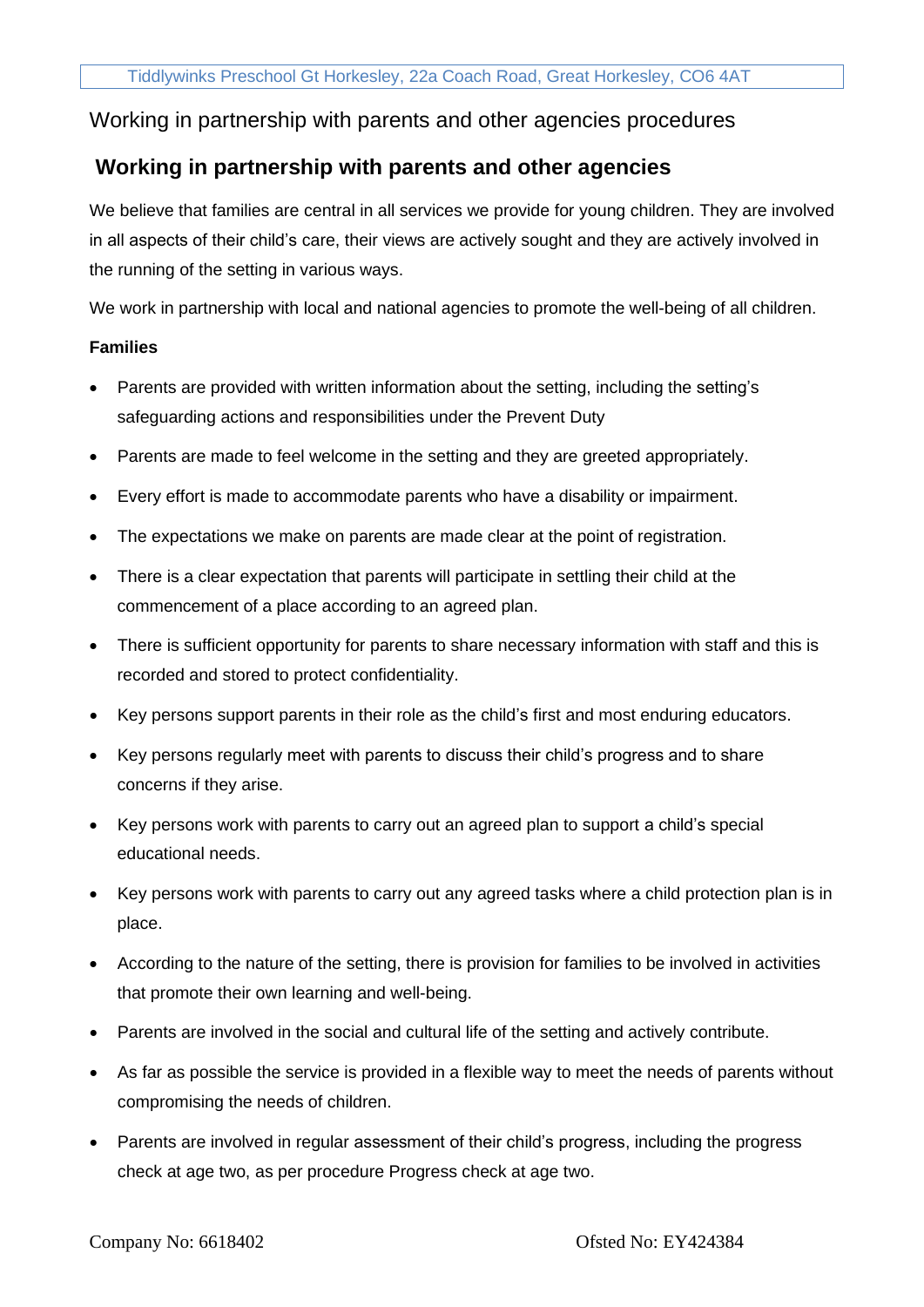Working in partnership with parents and other agencies procedures

## Working in partnership with parents and other agencies

We believe that families are central in all services we provide for young children. They are involved in all aspects of their child's care, their views are actively sought and they are actively involved in the running of the setting in various ways.

We work in partnership with local and national agencies to promote the well-being of all children.

**Families**

- Parents are provided with written information about the setting, including the setting's safeguarding actions and responsibilities under the Prevent Duty
- Parents are made to feel welcome in the setting and they are greeted appropriately.
- Every effort is made to accommodate parents who have a disability or impairment.
- The expectations we make on parents are made clear at the point of registration.
- There is a clear expectation that parents will participate in settling their child at the commencement of a place according to an agreed plan.
- There is sufficient opportunity for parents to share necessary information with staff and this is recorded and stored to protect confidentiality.
- Key persons support parents in their role as the child's first and most enduring educators.
- Key persons regularly meet with parents to discuss their child's progress and to share concerns if they arise.
- Key persons work with parents to carry out an agreed plan to support a child's special educational needs.
- Key persons work with parents to carry out any agreed tasks where a child protection plan is in place.
- According to the nature of the setting, there is provision for families to be involved in activities that promote their own learning and well-being.
- Parents are involved in the social and cultural life of the setting and actively contribute.
- As far as possible the service is provided in a flexible way to meet the needs of parents without compromising the needs of children.
- Parents are involved in regular assessment of their child's progress, including the progress check at age two, as per procedure Progress check at age two.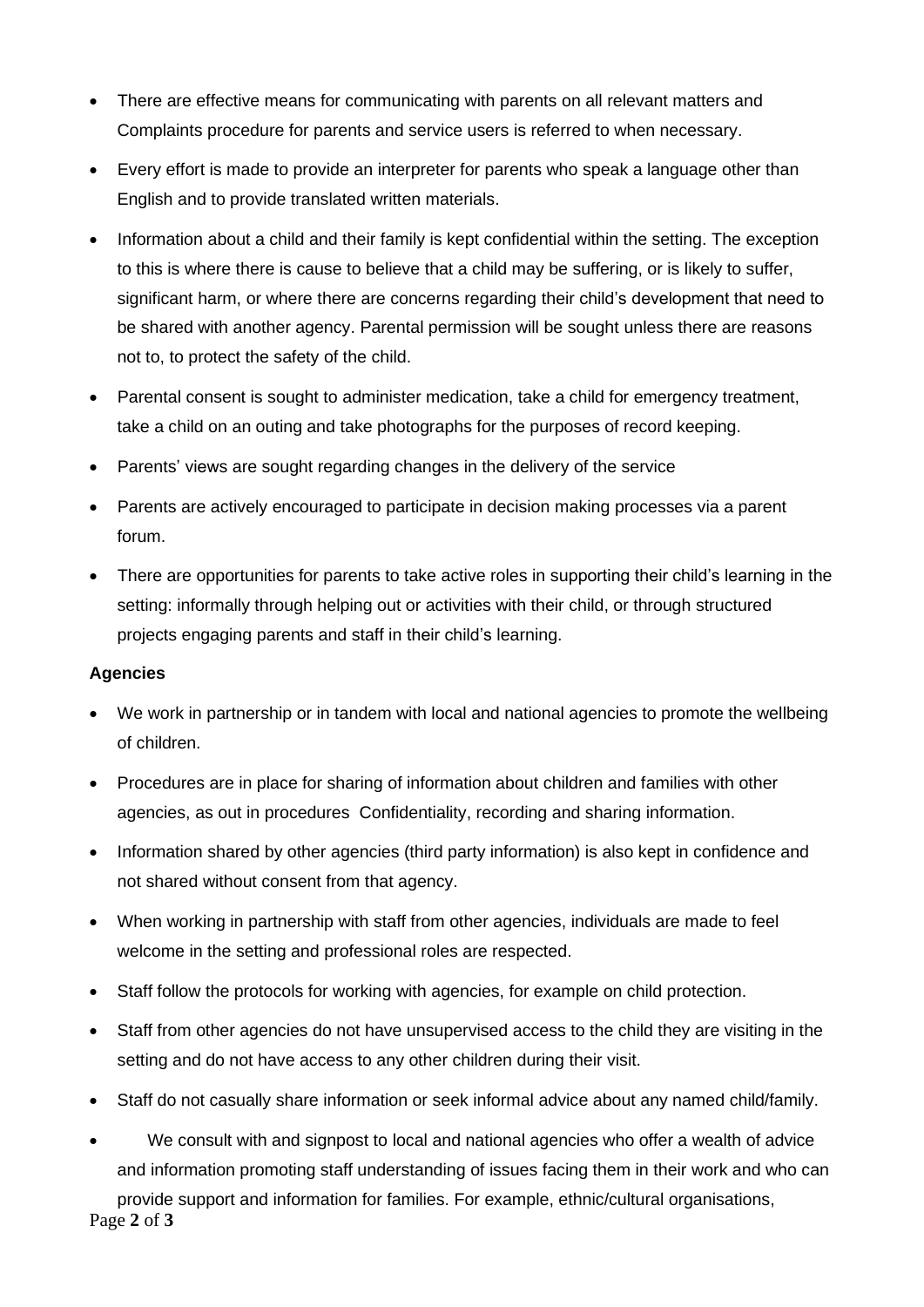- There are effective means for communicating with parents on all relevant matters and Complaints procedure for parents and service users is referred to when necessary.
- Every effort is made to provide an interpreter for parents who speak a language other than English and to provide translated written materials.
- Information about a child and their family is kept confidential within the setting. The exception to this is where there is cause to believe that a child may be suffering, or is likely to suffer, significant harm, or where there are concerns regarding their child's development that need to be shared with another agency. Parental permission will be sought unless there are reasons not to, to protect the safety of the child.
- Parental consent is sought to administer medication, take a child for emergency treatment, take a child on an outing and take photographs for the purposes of record keeping.
- Parents' views are sought regarding changes in the delivery of the service
- Parents are actively encouraged to participate in decision making processes via a parent forum.
- There are opportunities for parents to take active roles in supporting their child's learning in the setting: informally through helping out or activities with their child, or through structured projects engaging parents and staff in their child's learning.

**Agencies**

- We work in partnership or in tandem with local and national agencies to promote the wellbeing of children.
- Procedures are in place for sharing of information about children and families with other agencies, as out in procedures Confidentiality, recording and sharing information.
- Information shared by other agencies (third party information) is also kept in confidence and not shared without consent from that agency.
- When working in partnership with staff from other agencies, individuals are made to feel welcome in the setting and professional roles are respected.
- Staff follow the protocols for working with agencies, for example on child protection.
- Staff from other agencies do not have unsupervised access to the child they are visiting in the setting and do not have access to any other children during their visit.
- Staff do not casually share information or seek informal advice about any named child/family.
- We consult with and signpost to local and national agencies who offer a wealth of advice and information promoting staff understanding of issues facing them in their work and who can provide support and information for families. For example, ethnic/cultural organisations,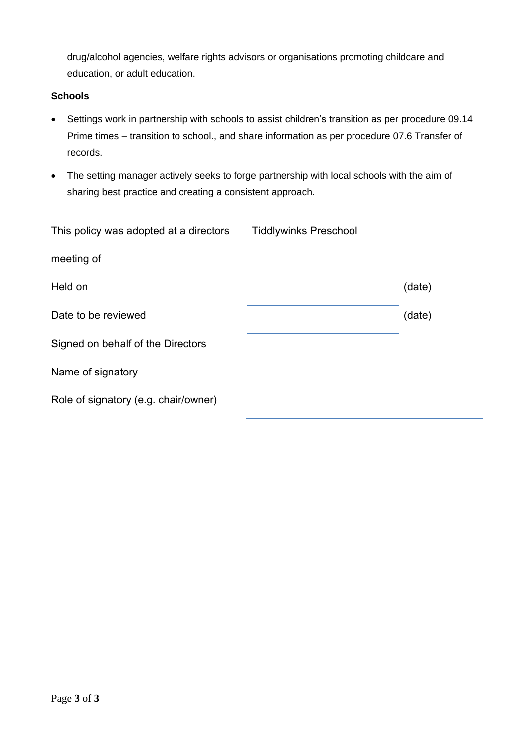drug/alcohol agencies, welfare rights advisors or organisations promoting childcare and education, or adult education.

**Schools**

- Settings work in partnership with schools to assist children's transition as per procedure 09.14 Prime times – transition to school., and share information as per procedure 07.6 Transfer of records.
- The setting manager actively seeks to forge partnership with local schools with the aim of sharing best practice and creating a consistent approach.

| | | |
|---|---|---|
| This policy was adopted at a directors meeting of | Tiddlywinks Preschool | |
| Held on | | (date) |
| Date to be reviewed | | (date) |
| Signed on behalf of the Directors | | |
| Name of signatory | | |
| Role of signatory (e.g. chair/owner) | | |